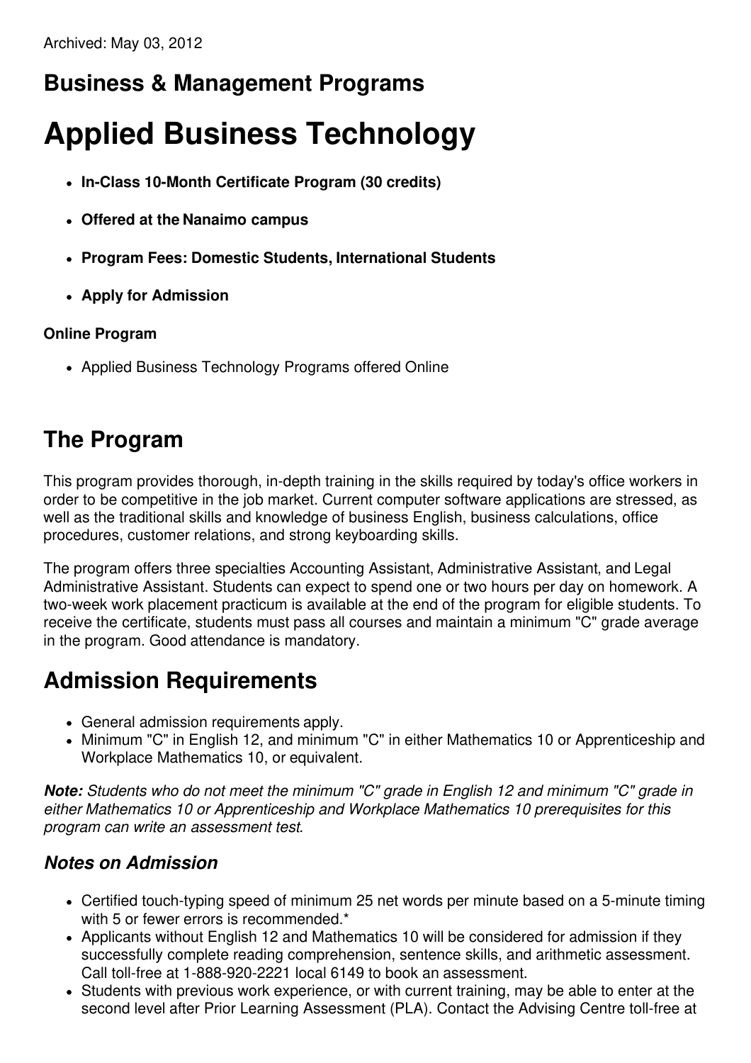Archived: May 03, 2012

## Business & Management Programs

# Applied Business Technology

- **In-Class 10-Month Certificate Program (30 credits)**
- **Offered at the Nanaimo campus**
- **Program Fees: Domestic Students, International Students**
- **Apply for Admission**

**Online Program**

- Applied Business Technology Programs offered Online

## The Program

This program provides thorough, in-depth training in the skills required by today's office workers in order to be competitive in the job market. Current computer software applications are stressed, as well as the traditional skills and knowledge of business English, business calculations, office procedures, customer relations, and strong keyboarding skills.

The program offers three specialties Accounting Assistant, Administrative Assistant, and Legal Administrative Assistant. Students can expect to spend one or two hours per day on homework. A two-week work placement practicum is available at the end of the program for eligible students. To receive the certificate, students must pass all courses and maintain a minimum "C" grade average in the program. Good attendance is mandatory.

## Admission Requirements

- General admission requirements apply.
- Minimum "C" in English 12, and minimum "C" in either Mathematics 10 or Apprenticeship and Workplace Mathematics 10, or equivalent.

***Note:*** *Students who do not meet the minimum "C" grade in English 12 and minimum "C" grade in either Mathematics 10 or Apprenticeship and Workplace Mathematics 10 prerequisites for this program can write an assessment test.*

### *Notes on Admission*

- Certified touch-typing speed of minimum 25 net words per minute based on a 5-minute timing with 5 or fewer errors is recommended.*
- Applicants without English 12 and Mathematics 10 will be considered for admission if they successfully complete reading comprehension, sentence skills, and arithmetic assessment. Call toll-free at 1-888-920-2221 local 6149 to book an assessment.
- Students with previous work experience, or with current training, may be able to enter at the second level after Prior Learning Assessment (PLA). Contact the Advising Centre toll-free at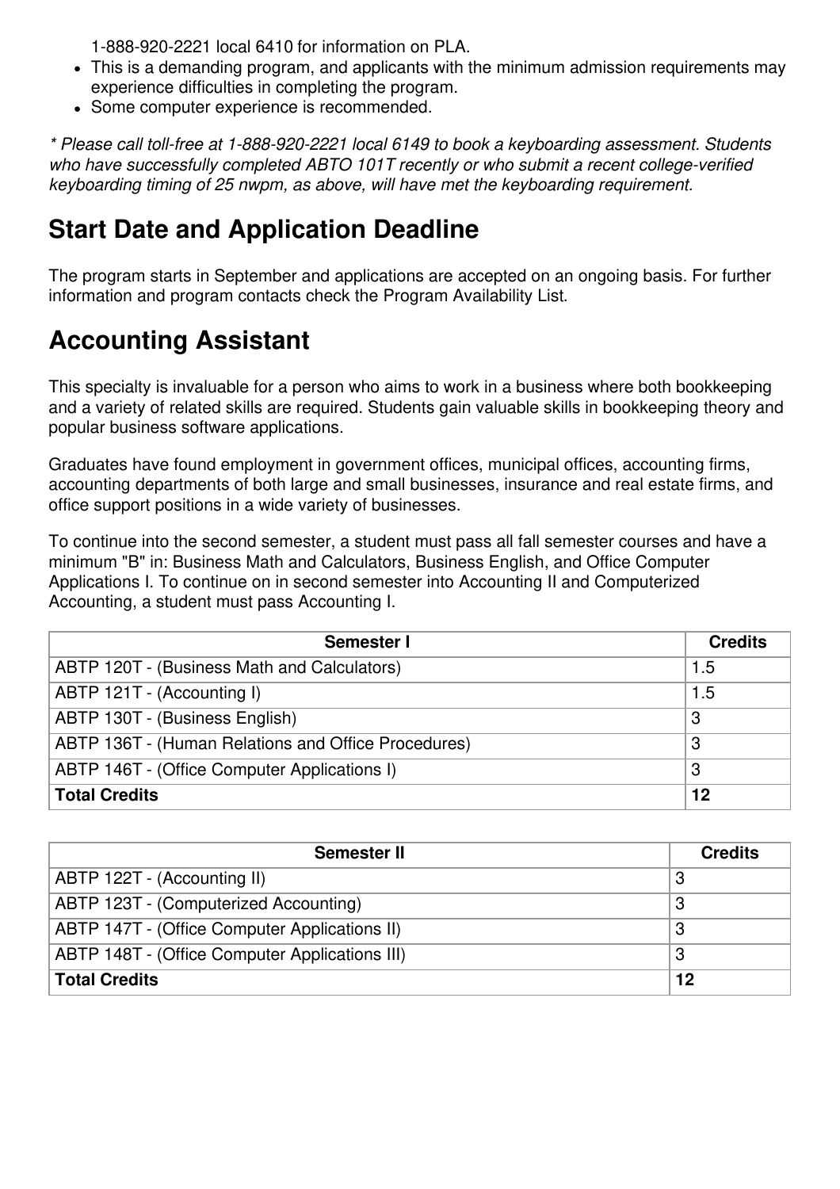1-888-920-2221 local 6410 for information on PLA.

- This is a demanding program, and applicants with the minimum admission requirements may experience difficulties in completing the program.
- Some computer experience is recommended.

*\* Please call toll-free at 1-888-920-2221 local 6149 to book a keyboarding assessment. Students who have successfully completed ABTO 101T recently or who submit a recent college-verified keyboarding timing of 25 nwpm, as above, will have met the keyboarding requirement.*

## Start Date and Application Deadline

The program starts in September and applications are accepted on an ongoing basis. For further information and program contacts check the Program Availability List.

## Accounting Assistant

This specialty is invaluable for a person who aims to work in a business where both bookkeeping and a variety of related skills are required. Students gain valuable skills in bookkeeping theory and popular business software applications.

Graduates have found employment in government offices, municipal offices, accounting firms, accounting departments of both large and small businesses, insurance and real estate firms, and office support positions in a wide variety of businesses.

To continue into the second semester, a student must pass all fall semester courses and have a minimum "B" in: Business Math and Calculators, Business English, and Office Computer Applications I. To continue on in second semester into Accounting II and Computerized Accounting, a student must pass Accounting I.

| Semester I | Credits |
|---|---|
| ABTP 120T - (Business Math and Calculators) | 1.5 |
| ABTP 121T - (Accounting I) | 1.5 |
| ABTP 130T - (Business English) | 3 |
| ABTP 136T - (Human Relations and Office Procedures) | 3 |
| ABTP 146T - (Office Computer Applications I) | 3 |
| **Total Credits** | **12** |

| Semester II | Credits |
|---|---|
| ABTP 122T - (Accounting II) | 3 |
| ABTP 123T - (Computerized Accounting) | 3 |
| ABTP 147T - (Office Computer Applications II) | 3 |
| ABTP 148T - (Office Computer Applications III) | 3 |
| **Total Credits** | **12** |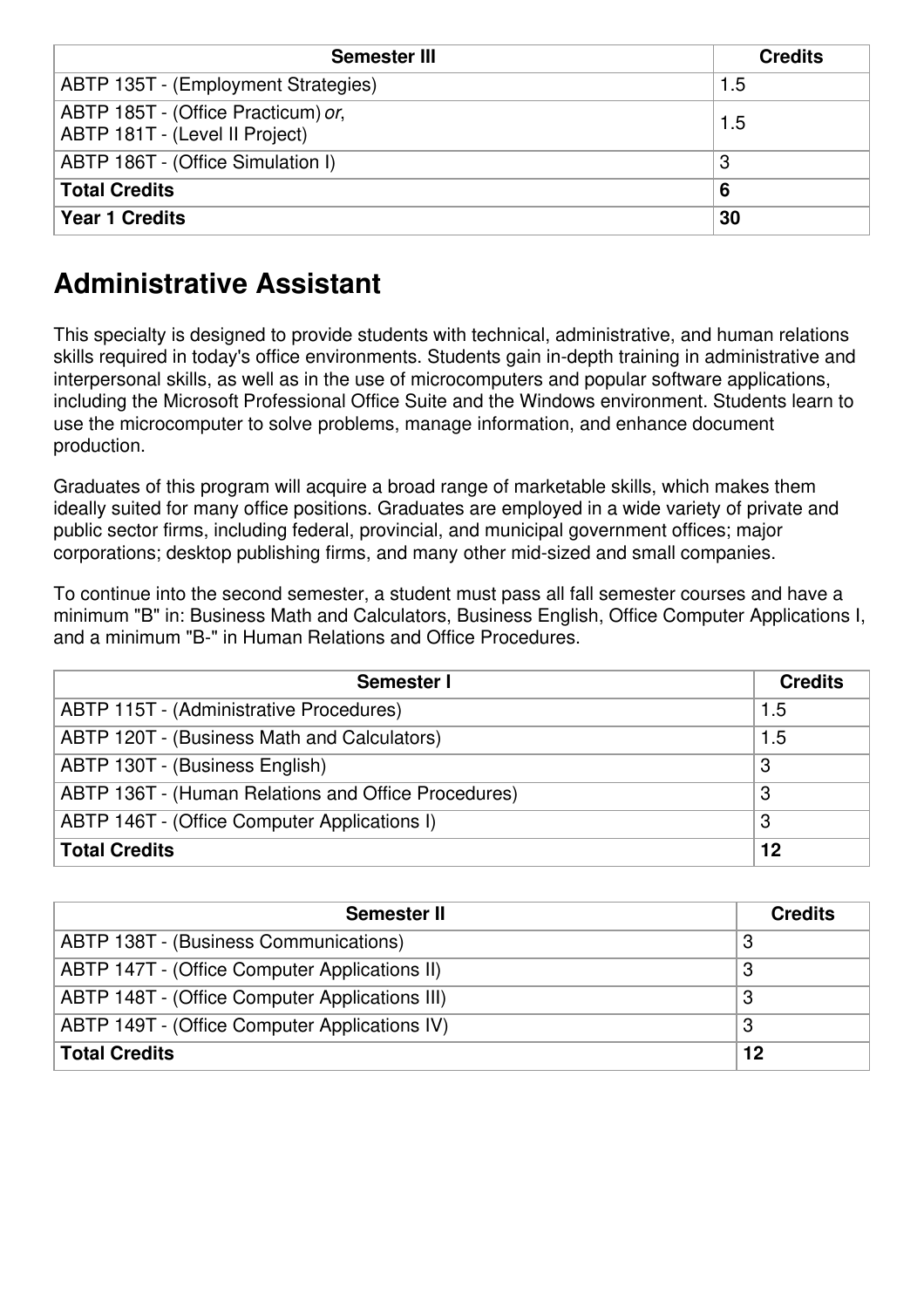| Semester III | Credits |
| --- | --- |
| ABTP 135T - (Employment Strategies) | 1.5 |
| ABTP 185T - (Office Practicum) *or*, ABTP 181T - (Level II Project) | 1.5 |
| ABTP 186T - (Office Simulation I) | 3 |
| **Total Credits** | **6** |
| **Year 1 Credits** | **30** |

## Administrative Assistant

This specialty is designed to provide students with technical, administrative, and human relations skills required in today's office environments. Students gain in-depth training in administrative and interpersonal skills, as well as in the use of microcomputers and popular software applications, including the Microsoft Professional Office Suite and the Windows environment. Students learn to use the microcomputer to solve problems, manage information, and enhance document production.

Graduates of this program will acquire a broad range of marketable skills, which makes them ideally suited for many office positions. Graduates are employed in a wide variety of private and public sector firms, including federal, provincial, and municipal government offices; major corporations; desktop publishing firms, and many other mid-sized and small companies.

To continue into the second semester, a student must pass all fall semester courses and have a minimum "B" in: Business Math and Calculators, Business English, Office Computer Applications I, and a minimum "B-" in Human Relations and Office Procedures.

| Semester I | Credits |
| --- | --- |
| ABTP 115T - (Administrative Procedures) | 1.5 |
| ABTP 120T - (Business Math and Calculators) | 1.5 |
| ABTP 130T - (Business English) | 3 |
| ABTP 136T - (Human Relations and Office Procedures) | 3 |
| ABTP 146T - (Office Computer Applications I) | 3 |
| **Total Credits** | **12** |

| Semester II | Credits |
| --- | --- |
| ABTP 138T - (Business Communications) | 3 |
| ABTP 147T - (Office Computer Applications II) | 3 |
| ABTP 148T - (Office Computer Applications III) | 3 |
| ABTP 149T - (Office Computer Applications IV) | 3 |
| **Total Credits** | **12** |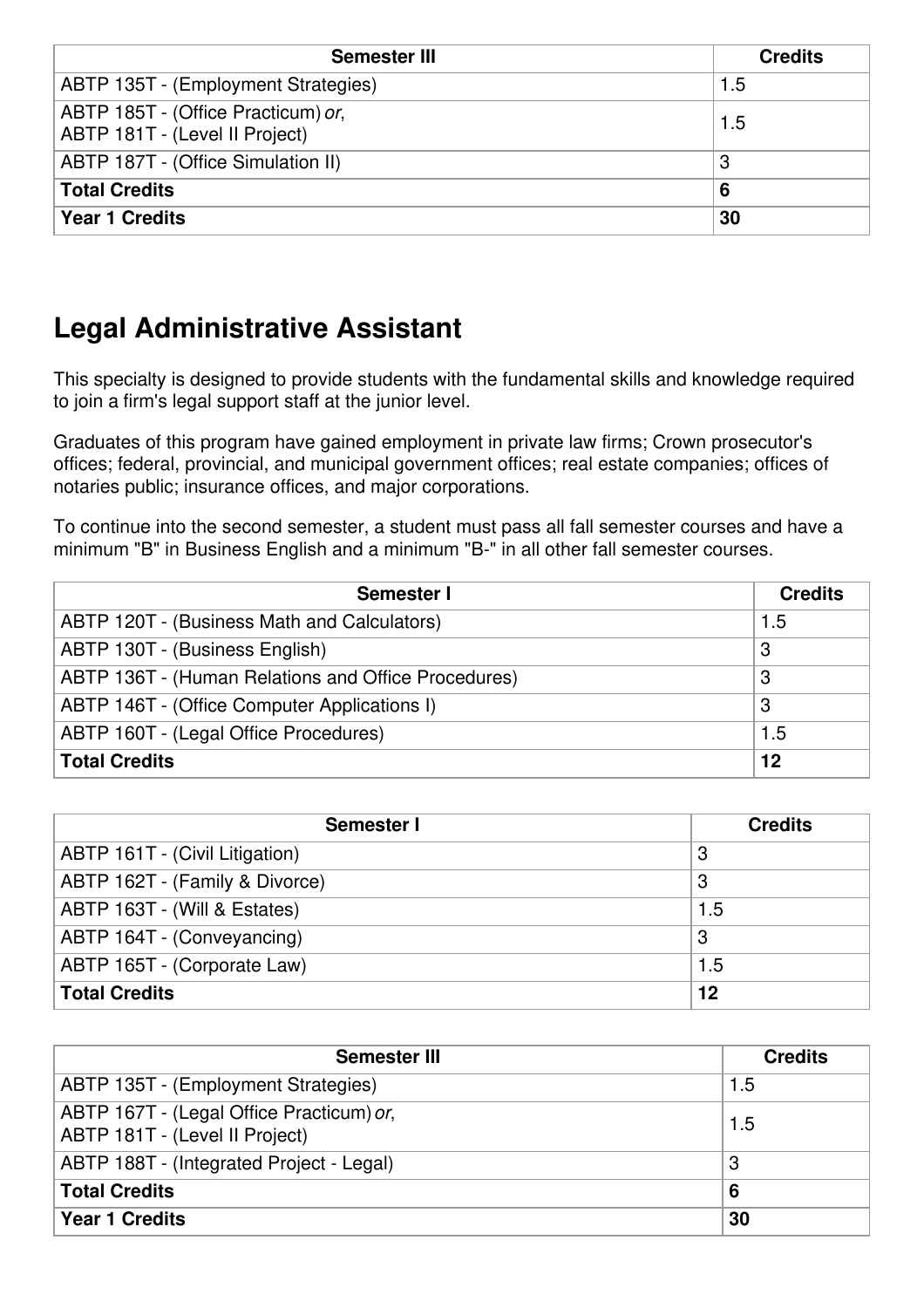| Semester III | Credits |
| --- | --- |
| ABTP 135T - (Employment Strategies) | 1.5 |
| ABTP 185T - (Office Practicum) *or*, ABTP 181T - (Level II Project) | 1.5 |
| ABTP 187T - (Office Simulation II) | 3 |
| **Total Credits** | **6** |
| **Year 1 Credits** | **30** |

## Legal Administrative Assistant

This specialty is designed to provide students with the fundamental skills and knowledge required to join a firm's legal support staff at the junior level.

Graduates of this program have gained employment in private law firms; Crown prosecutor's offices; federal, provincial, and municipal government offices; real estate companies; offices of notaries public; insurance offices, and major corporations.

To continue into the second semester, a student must pass all fall semester courses and have a minimum "B" in Business English and a minimum "B-" in all other fall semester courses.

| Semester I | Credits |
| --- | --- |
| ABTP 120T - (Business Math and Calculators) | 1.5 |
| ABTP 130T - (Business English) | 3 |
| ABTP 136T - (Human Relations and Office Procedures) | 3 |
| ABTP 146T - (Office Computer Applications I) | 3 |
| ABTP 160T - (Legal Office Procedures) | 1.5 |
| **Total Credits** | **12** |

| Semester I | Credits |
| --- | --- |
| ABTP 161T - (Civil Litigation) | 3 |
| ABTP 162T - (Family & Divorce) | 3 |
| ABTP 163T - (Will & Estates) | 1.5 |
| ABTP 164T - (Conveyancing) | 3 |
| ABTP 165T - (Corporate Law) | 1.5 |
| **Total Credits** | **12** |

| Semester III | Credits |
| --- | --- |
| ABTP 135T - (Employment Strategies) | 1.5 |
| ABTP 167T - (Legal Office Practicum) *or*, ABTP 181T - (Level II Project) | 1.5 |
| ABTP 188T - (Integrated Project - Legal) | 3 |
| **Total Credits** | **6** |
| **Year 1 Credits** | **30** |